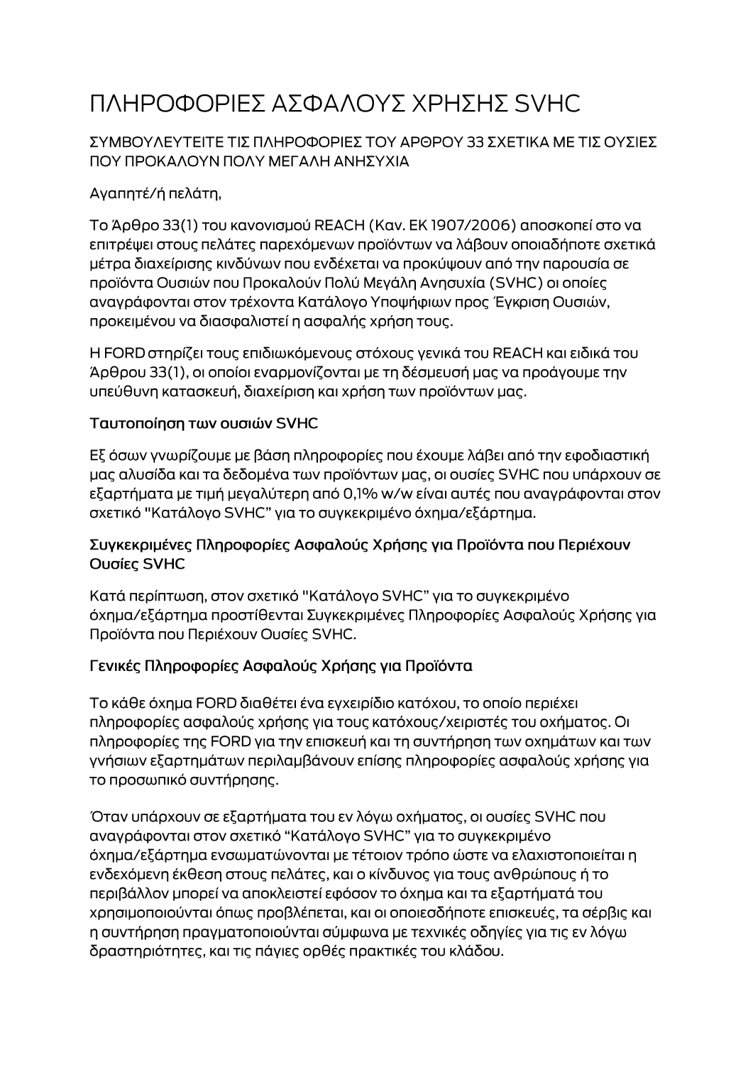# ΠΛΗΡΟΦΟΡΙΕΣ ΑΣΦΑΛΟΥΣ ΧΡΗΣΗΣ SVHC

ΣΥΜΒΟΥΛΕΥΤΕΙΤΕ ΤΙΣ ΠΛΗΡΟΦΟΡΙΕΣ ΤΟΥ ΑΡΘΡΟΥ 33 ΣΧΕΤΙΚΑ ΜΕ ΤΙΣ ΟΥΣΙΕΣ ΠΟΥ ΠΡΟΚΑΛΟΥΝ ΠΟΛΥ ΜΕΓΑΛΗ ΑΝΗΣΥΧΙΑ

Αγαπητέ/ή πελάτη,

Το Άρθρο 33(1) του κανονισμού REACH (Καν. ΕΚ 1907/2006) αποσκοπεί στο να επιτρέψει στους πελάτες παρεχόμενων προϊόντων να λάβουν οποιαδήποτε σχετικά μέτρα διαχείρισης κινδύνων που ενδέχεται να προκύψουν από την παρουσία σε προϊόντα Ουσιών που Προκαλούν Πολύ Μεγάλη Ανησυχία (SVHC) οι οποίες αναγράφονται στον τρέχοντα Κατάλογο Υποψήφιων προς Έγκριση Ουσιών, προκειμένου να διασφαλιστεί η ασφαλής χρήση τους.

Η FORD στηρίζει τους επιδιωκόμενους στόχους γενικά του REACH και ειδικά του Άρθρου 33(1), οι οποίοι εναρμονίζονται με τη δέσμευσή μας να προάγουμε την υπεύθυνη κατασκευή, διαχείριση και χρήση των προϊόντων μας.

## Ταυτοποίηση των ουσιών SVHC

Εξ όσων γνωρίζουμε με βάση πληροφορίες που έχουμε λάβει από την εφοδιαστική μας αλυσίδα και τα δεδομένα των προϊόντων μας, οι ουσίες SVHC που υπάρχουν σε εξαρτήματα με τιμή μεγαλύτερη από 0,1% w/w είναι αυτές που αναγράφονται στον σχετικό "Κατάλογο SVHC" για το συγκεκριμένο όχημα/εξάρτημα.

## Συγκεκριμένες Πληροφορίες Ασφαλούς Χρήσης για Προϊόντα που Περιέχουν Ουσίες SVHC

Κατά περίπτωση, στον σχετικό "Κατάλογο SVHC" για το συγκεκριμένο όχημα/εξάρτημα προστίθενται Συγκεκριμένες Πληροφορίες Ασφαλούς Χρήσης για Προϊόντα που Περιέχουν Ουσίες SVHC.

## Γενικές Πληροφορίες Ασφαλούς Χρήσης για Προϊόντα

Το κάθε όχημα FORD διαθέτει ένα εγχειρίδιο κατόχου, το οποίο περιέχει πληροφορίες ασφαλούς χρήσης για τους κατόχους/χειριστές του οχήματος. Οι πληροφορίες της FORD για την επισκευή και τη συντήρηση των οχημάτων και των γνήσιων εξαρτημάτων περιλαμβάνουν επίσης πληροφορίες ασφαλούς χρήσης για το προσωπικό συντήρησης.

Όταν υπάρχουν σε εξαρτήματα του εν λόγω οχήματος, οι ουσίες SVHC που αναγράφονται στον σχετικό "Κατάλογο SVHC" για το συγκεκριμένο όχημα/εξάρτημα ενσωματώνονται με τέτοιον τρόπο ώστε να ελαχιστοποιείται η ενδεχόμενη έκθεση στους πελάτες, και ο κίνδυνος για τους ανθρώπους ή το περιβάλλον μπορεί να αποκλειστεί εφόσον το όχημα και τα εξαρτήματά του χρησιμοποιούνται όπως προβλέπεται, και οι οποιεσδήποτε επισκευές, τα σέρβις και η συντήρηση πραγματοποιούνται σύμφωνα με τεχνικές οδηγίες για τις εν λόγω δραστηριότητες, και τις πάγιες ορθές πρακτικές του κλάδου.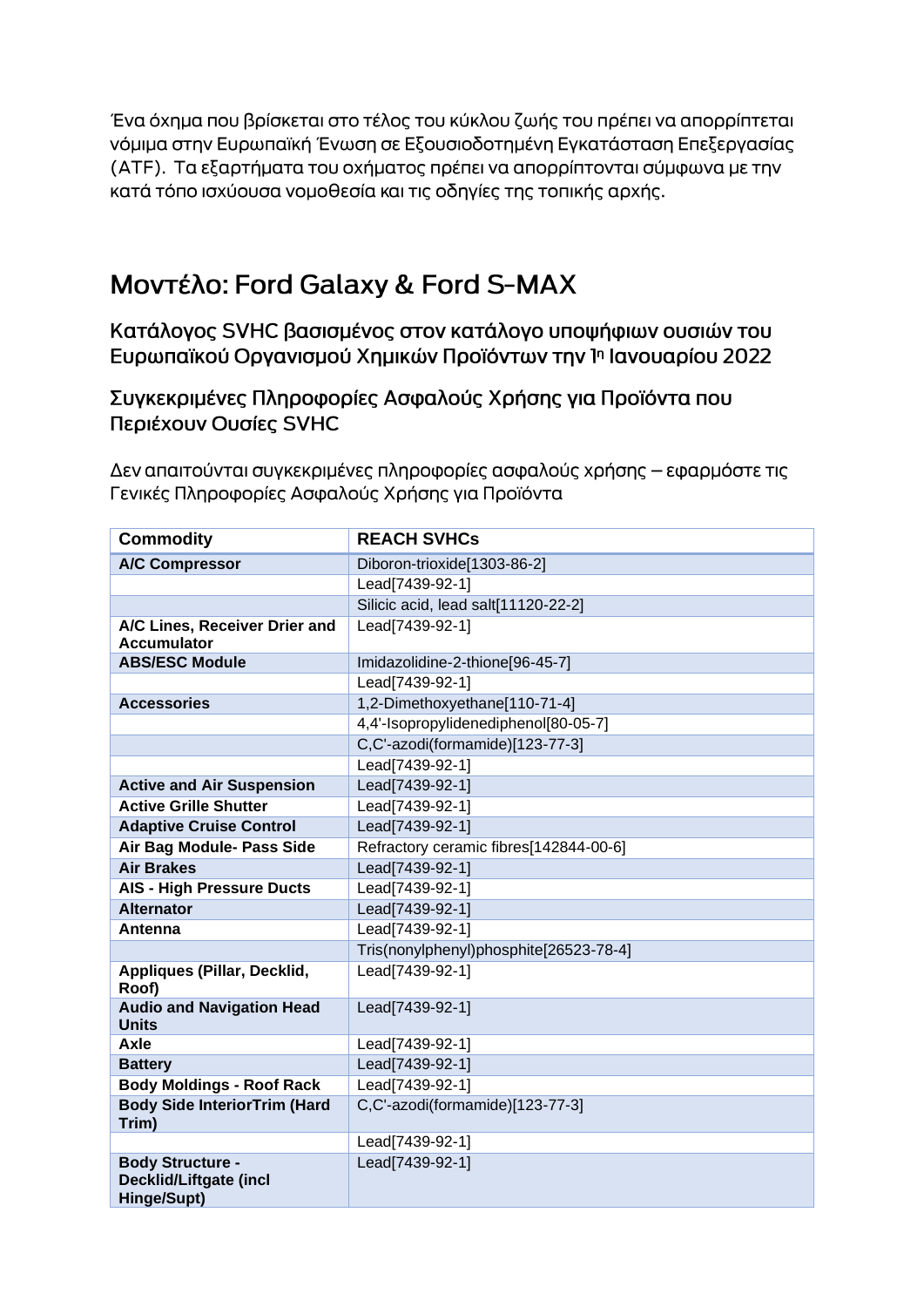Ένα όχημα που βρίσκεται στο τέλος του κύκλου ζωής του πρέπει να απορρίπτεται νόμιμα στην Ευρωπαϊκή Ένωση σε Εξουσιοδοτημένη Εγκατάσταση Επεξεργασίας (ATF). Τα εξαρτήματα του οχήματος πρέπει να απορρίπτονται σύμφωνα με την κατά τόπο ισχύουσα νομοθεσία και τις οδηγίες της τοπικής αρχής.

# Μοντέλο: Ford Galaxy & Ford S-MAX

## Κατάλογος SVHC βασισμένος στον κατάλογο υποψήφιων ουσιών του Ευρωπαϊκού Οργανισμού Χημικών Προϊόντων την 1η Ιανουαρίου 2022

## Συγκεκριμένες Πληροφορίες Ασφαλούς Χρήσης για Προϊόντα που Περιέχουν Ουσίες SVHC

Δεν απαιτούνται συγκεκριμένες πληροφορίες ασφαλούς χρήσης – εφαρμόστε τις Γενικές Πληροφορίες Ασφαλούς Χρήσης για Προϊόντα

| Commodity | REACH SVHCs |
|---|---|
| **A/C Compressor** | Diboron-trioxide[1303-86-2] |
| | Lead[7439-92-1] |
| | Silicic acid, lead salt[11120-22-2] |
| **A/C Lines, Receiver Drier and Accumulator** | Lead[7439-92-1] |
| **ABS/ESC Module** | Imidazolidine-2-thione[96-45-7] |
| | Lead[7439-92-1] |
| **Accessories** | 1,2-Dimethoxyethane[110-71-4] |
| | 4,4'-Isopropylidenediphenol[80-05-7] |
| | C,C'-azodi(formamide)[123-77-3] |
| | Lead[7439-92-1] |
| **Active and Air Suspension** | Lead[7439-92-1] |
| **Active Grille Shutter** | Lead[7439-92-1] |
| **Adaptive Cruise Control** | Lead[7439-92-1] |
| **Air Bag Module- Pass Side** | Refractory ceramic fibres[142844-00-6] |
| **Air Brakes** | Lead[7439-92-1] |
| **AIS - High Pressure Ducts** | Lead[7439-92-1] |
| **Alternator** | Lead[7439-92-1] |
| **Antenna** | Lead[7439-92-1] |
| | Tris(nonylphenyl)phosphite[26523-78-4] |
| **Appliques (Pillar, Decklid, Roof)** | Lead[7439-92-1] |
| **Audio and Navigation Head Units** | Lead[7439-92-1] |
| **Axle** | Lead[7439-92-1] |
| **Battery** | Lead[7439-92-1] |
| **Body Moldings - Roof Rack** | Lead[7439-92-1] |
| **Body Side InteriorTrim (Hard Trim)** | C,C'-azodi(formamide)[123-77-3] |
| | Lead[7439-92-1] |
| **Body Structure - Decklid/Liftgate (incl Hinge/Supt)** | Lead[7439-92-1] |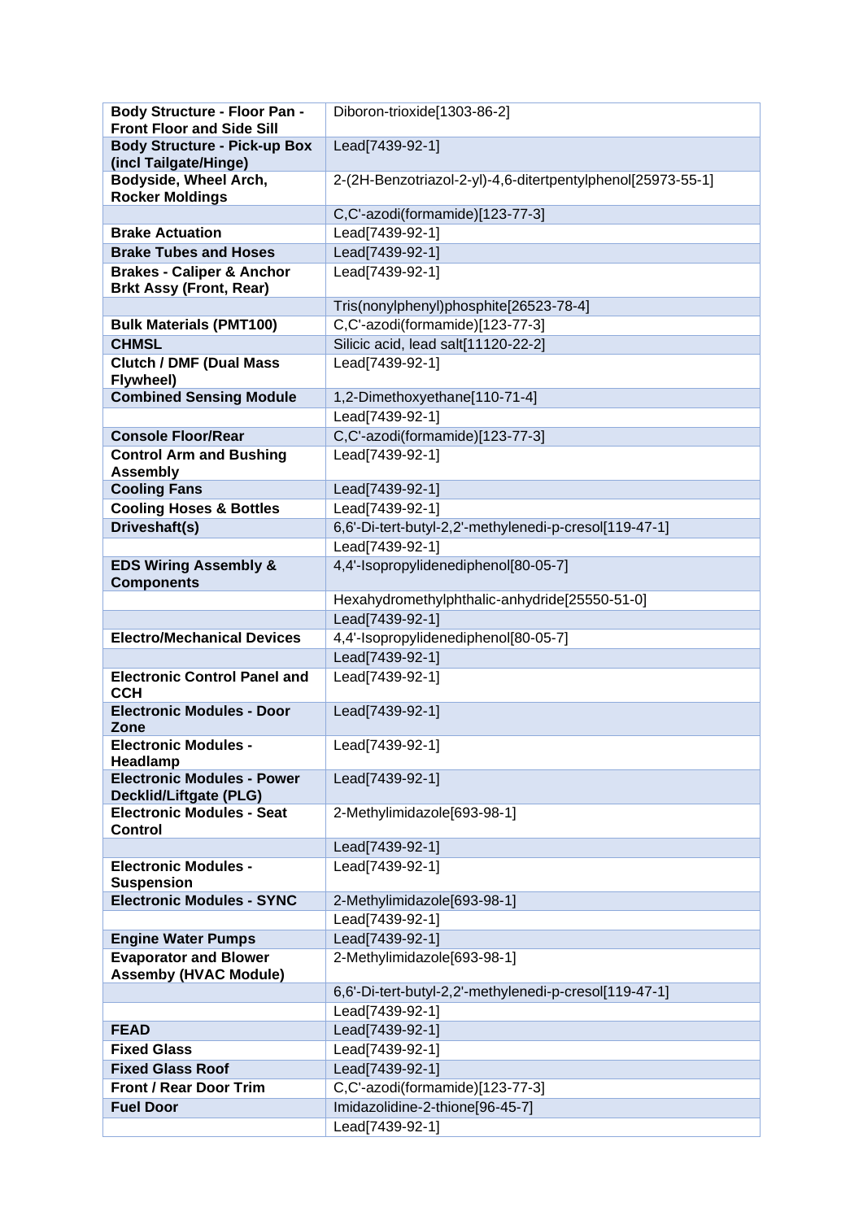| **Body Structure - Floor Pan - Front Floor and Side Sill** | Diboron-trioxide[1303-86-2] |
|---|---|
| **Body Structure - Pick-up Box (incl Tailgate/Hinge)** | Lead[7439-92-1] |
| **Bodyside, Wheel Arch, Rocker Moldings** | 2-(2H-Benzotriazol-2-yl)-4,6-ditertpentylphenol[25973-55-1] |
| | C,C'-azodi(formamide)[123-77-3] |
| **Brake Actuation** | Lead[7439-92-1] |
| **Brake Tubes and Hoses** | Lead[7439-92-1] |
| **Brakes - Caliper & Anchor Brkt Assy (Front, Rear)** | Lead[7439-92-1] |
| | Tris(nonylphenyl)phosphite[26523-78-4] |
| **Bulk Materials (PMT100)** | C,C'-azodi(formamide)[123-77-3] |
| **CHMSL** | Silicic acid, lead salt[11120-22-2] |
| **Clutch / DMF (Dual Mass Flywheel)** | Lead[7439-92-1] |
| **Combined Sensing Module** | 1,2-Dimethoxyethane[110-71-4] |
| | Lead[7439-92-1] |
| **Console Floor/Rear** | C,C'-azodi(formamide)[123-77-3] |
| **Control Arm and Bushing Assembly** | Lead[7439-92-1] |
| **Cooling Fans** | Lead[7439-92-1] |
| **Cooling Hoses & Bottles** | Lead[7439-92-1] |
| **Driveshaft(s)** | 6,6'-Di-tert-butyl-2,2'-methylenedi-p-cresol[119-47-1] |
| | Lead[7439-92-1] |
| **EDS Wiring Assembly & Components** | 4,4'-Isopropylidenediphenol[80-05-7] |
| | Hexahydromethylphthalic-anhydride[25550-51-0] |
| | Lead[7439-92-1] |
| **Electro/Mechanical Devices** | 4,4'-Isopropylidenediphenol[80-05-7] |
| | Lead[7439-92-1] |
| **Electronic Control Panel and CCH** | Lead[7439-92-1] |
| **Electronic Modules - Door Zone** | Lead[7439-92-1] |
| **Electronic Modules - Headlamp** | Lead[7439-92-1] |
| **Electronic Modules - Power Decklid/Liftgate (PLG)** | Lead[7439-92-1] |
| **Electronic Modules - Seat Control** | 2-Methylimidazole[693-98-1] |
| | Lead[7439-92-1] |
| **Electronic Modules - Suspension** | Lead[7439-92-1] |
| **Electronic Modules - SYNC** | 2-Methylimidazole[693-98-1] |
| | Lead[7439-92-1] |
| **Engine Water Pumps** | Lead[7439-92-1] |
| **Evaporator and Blower Assemby (HVAC Module)** | 2-Methylimidazole[693-98-1] |
| | 6,6'-Di-tert-butyl-2,2'-methylenedi-p-cresol[119-47-1] |
| | Lead[7439-92-1] |
| **FEAD** | Lead[7439-92-1] |
| **Fixed Glass** | Lead[7439-92-1] |
| **Fixed Glass Roof** | Lead[7439-92-1] |
| **Front / Rear Door Trim** | C,C'-azodi(formamide)[123-77-3] |
| **Fuel Door** | Imidazolidine-2-thione[96-45-7] |
| | Lead[7439-92-1] |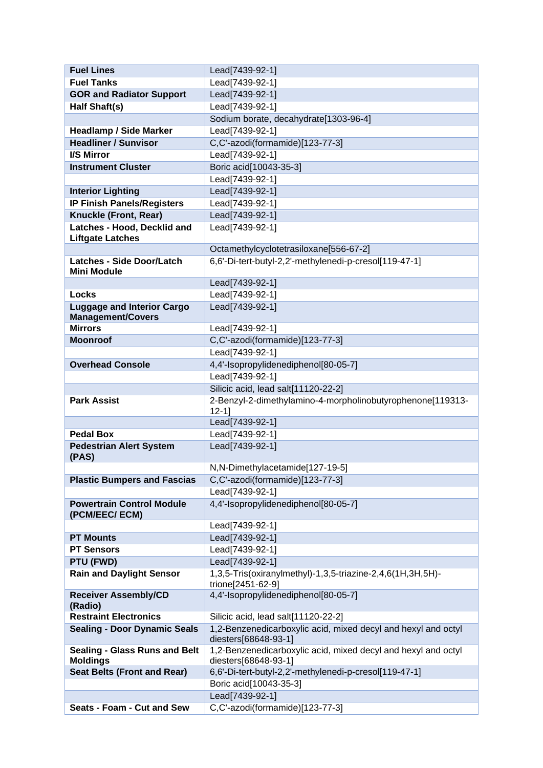| **Fuel Lines** | Lead[7439-92-1] |
|---|---|
| **Fuel Tanks** | Lead[7439-92-1] |
| **GOR and Radiator Support** | Lead[7439-92-1] |
| **Half Shaft(s)** | Lead[7439-92-1] |
| | Sodium borate, decahydrate[1303-96-4] |
| **Headlamp / Side Marker** | Lead[7439-92-1] |
| **Headliner / Sunvisor** | C,C'-azodi(formamide)[123-77-3] |
| **I/S Mirror** | Lead[7439-92-1] |
| **Instrument Cluster** | Boric acid[10043-35-3] |
| | Lead[7439-92-1] |
| **Interior Lighting** | Lead[7439-92-1] |
| **IP Finish Panels/Registers** | Lead[7439-92-1] |
| **Knuckle (Front, Rear)** | Lead[7439-92-1] |
| **Latches - Hood, Decklid and Liftgate Latches** | Lead[7439-92-1] |
| | Octamethylcyclotetrasiloxane[556-67-2] |
| **Latches - Side Door/Latch Mini Module** | 6,6'-Di-tert-butyl-2,2'-methylenedi-p-cresol[119-47-1] |
| | Lead[7439-92-1] |
| **Locks** | Lead[7439-92-1] |
| **Luggage and Interior Cargo Management/Covers** | Lead[7439-92-1] |
| **Mirrors** | Lead[7439-92-1] |
| **Moonroof** | C,C'-azodi(formamide)[123-77-3] |
| | Lead[7439-92-1] |
| **Overhead Console** | 4,4'-Isopropylidenediphenol[80-05-7] |
| | Lead[7439-92-1] |
| | Silicic acid, lead salt[11120-22-2] |
| **Park Assist** | 2-Benzyl-2-dimethylamino-4-morpholinobutyrophenone[119313-12-1] |
| | Lead[7439-92-1] |
| **Pedal Box** | Lead[7439-92-1] |
| **Pedestrian Alert System (PAS)** | Lead[7439-92-1] |
| | N,N-Dimethylacetamide[127-19-5] |
| **Plastic Bumpers and Fascias** | C,C'-azodi(formamide)[123-77-3] |
| | Lead[7439-92-1] |
| **Powertrain Control Module (PCM/EEC/ ECM)** | 4,4'-Isopropylidenediphenol[80-05-7] |
| | Lead[7439-92-1] |
| **PT Mounts** | Lead[7439-92-1] |
| **PT Sensors** | Lead[7439-92-1] |
| **PTU (FWD)** | Lead[7439-92-1] |
| **Rain and Daylight Sensor** | 1,3,5-Tris(oxiranylmethyl)-1,3,5-triazine-2,4,6(1H,3H,5H)-trione[2451-62-9] |
| **Receiver Assembly/CD (Radio)** | 4,4'-Isopropylidenediphenol[80-05-7] |
| **Restraint Electronics** | Silicic acid, lead salt[11120-22-2] |
| **Sealing - Door Dynamic Seals** | 1,2-Benzenedicarboxylic acid, mixed decyl and hexyl and octyl diesters[68648-93-1] |
| **Sealing - Glass Runs and Belt Moldings** | 1,2-Benzenedicarboxylic acid, mixed decyl and hexyl and octyl diesters[68648-93-1] |
| **Seat Belts (Front and Rear)** | 6,6'-Di-tert-butyl-2,2'-methylenedi-p-cresol[119-47-1] |
| | Boric acid[10043-35-3] |
| | Lead[7439-92-1] |
| **Seats - Foam - Cut and Sew** | C,C'-azodi(formamide)[123-77-3] |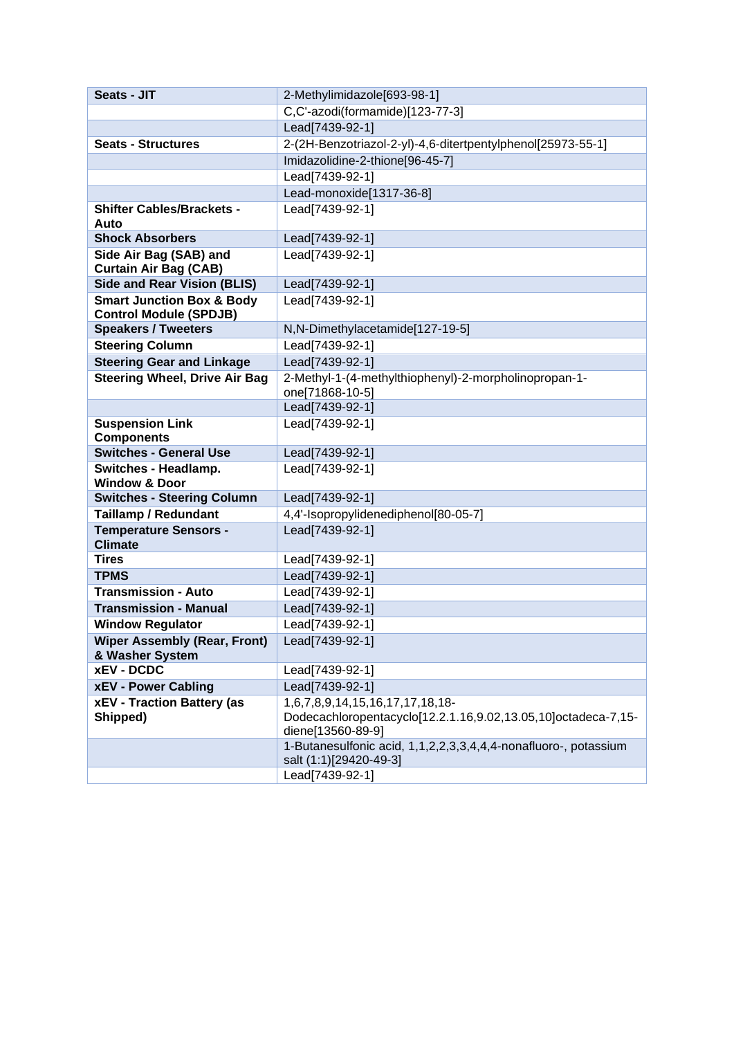| | |
|---|---|
| **Seats - JIT** | 2-Methylimidazole[693-98-1] |
| | C,C'-azodi(formamide)[123-77-3] |
| | Lead[7439-92-1] |
| **Seats - Structures** | 2-(2H-Benzotriazol-2-yl)-4,6-ditertpentylphenol[25973-55-1] |
| | Imidazolidine-2-thione[96-45-7] |
| | Lead[7439-92-1] |
| | Lead-monoxide[1317-36-8] |
| **Shifter Cables/Brackets - Auto** | Lead[7439-92-1] |
| **Shock Absorbers** | Lead[7439-92-1] |
| **Side Air Bag (SAB) and Curtain Air Bag (CAB)** | Lead[7439-92-1] |
| **Side and Rear Vision (BLIS)** | Lead[7439-92-1] |
| **Smart Junction Box & Body Control Module (SPDJB)** | Lead[7439-92-1] |
| **Speakers / Tweeters** | N,N-Dimethylacetamide[127-19-5] |
| **Steering Column** | Lead[7439-92-1] |
| **Steering Gear and Linkage** | Lead[7439-92-1] |
| **Steering Wheel, Drive Air Bag** | 2-Methyl-1-(4-methylthiophenyl)-2-morpholinopropan-1-one[71868-10-5] |
| | Lead[7439-92-1] |
| **Suspension Link Components** | Lead[7439-92-1] |
| **Switches - General Use** | Lead[7439-92-1] |
| **Switches - Headlamp. Window & Door** | Lead[7439-92-1] |
| **Switches - Steering Column** | Lead[7439-92-1] |
| **Taillamp / Redundant** | 4,4'-Isopropylidenediphenol[80-05-7] |
| **Temperature Sensors - Climate** | Lead[7439-92-1] |
| **Tires** | Lead[7439-92-1] |
| **TPMS** | Lead[7439-92-1] |
| **Transmission - Auto** | Lead[7439-92-1] |
| **Transmission - Manual** | Lead[7439-92-1] |
| **Window Regulator** | Lead[7439-92-1] |
| **Wiper Assembly (Rear, Front) & Washer System** | Lead[7439-92-1] |
| **xEV - DCDC** | Lead[7439-92-1] |
| **xEV - Power Cabling** | Lead[7439-92-1] |
| **xEV - Traction Battery (as Shipped)** | 1,6,7,8,9,14,15,16,17,17,18,18-Dodecachloropentacyclo[12.2.1.16,9.02,13.05,10]octadeca-7,15-diene[13560-89-9] |
| | 1-Butanesulfonic acid, 1,1,2,2,3,3,4,4,4-nonafluoro-, potassium salt (1:1)[29420-49-3] |
| | Lead[7439-92-1] |